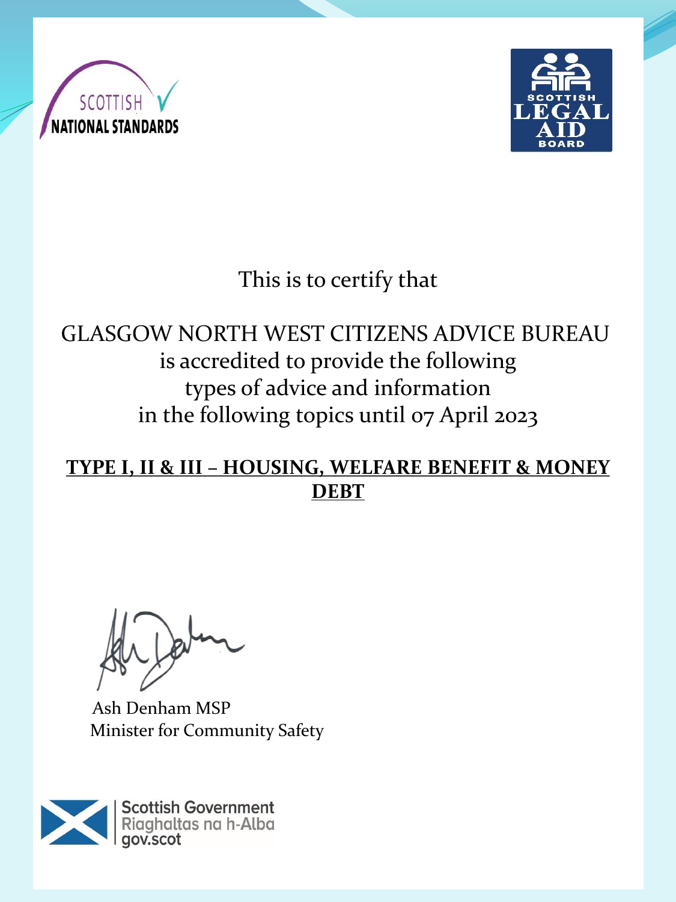SCOTTISH NATIONAL STANDARDS

SCOTTISH LEGAL AID BOARD

This is to certify that

GLASGOW NORTH WEST CITIZENS ADVICE BUREAU
is accredited to provide the following
types of advice and information
in the following topics until 07 April 2023

**TYPE I, II & III – HOUSING, WELFARE BENEFIT & MONEY DEBT**

Ash Denham MSP
Minister for Community Safety

Scottish Government
Riaghaltas na h-Alba
gov.scot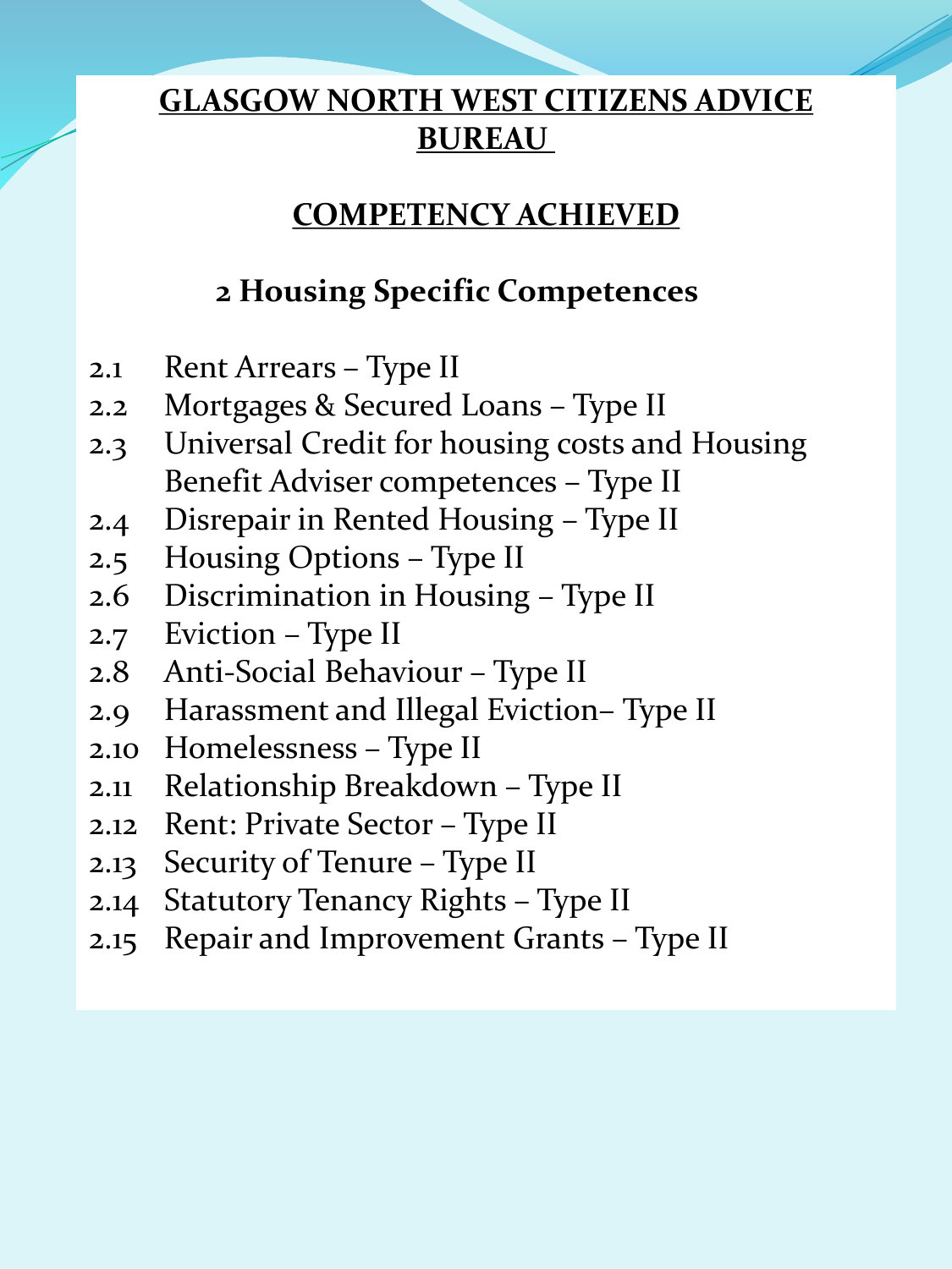**GLASGOW NORTH WEST CITIZENS ADVICE BUREAU**

**COMPETENCY ACHIEVED**

## 2 Housing Specific Competences

2.1 Rent Arrears – Type II
2.2 Mortgages & Secured Loans – Type II
2.3 Universal Credit for housing costs and Housing Benefit Adviser competences – Type II
2.4 Disrepair in Rented Housing – Type II
2.5 Housing Options – Type II
2.6 Discrimination in Housing – Type II
2.7 Eviction – Type II
2.8 Anti-Social Behaviour – Type II
2.9 Harassment and Illegal Eviction– Type II
2.10 Homelessness – Type II
2.11 Relationship Breakdown – Type II
2.12 Rent: Private Sector – Type II
2.13 Security of Tenure – Type II
2.14 Statutory Tenancy Rights – Type II
2.15 Repair and Improvement Grants – Type II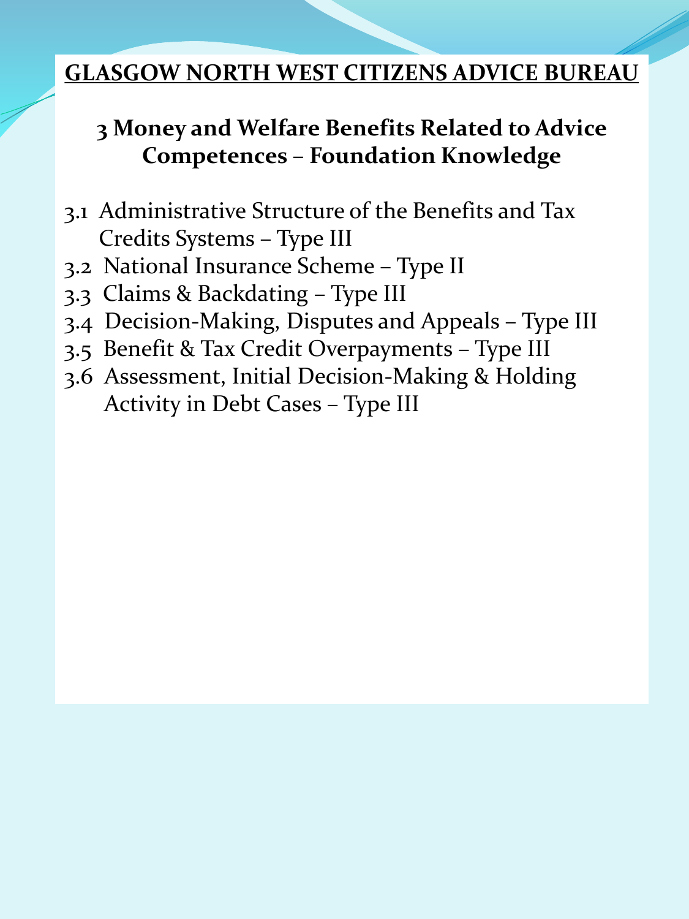**GLASGOW NORTH WEST CITIZENS ADVICE BUREAU**

## 3 Money and Welfare Benefits Related to Advice Competences – Foundation Knowledge

3.1 Administrative Structure of the Benefits and Tax Credits Systems – Type III
3.2 National Insurance Scheme – Type II
3.3 Claims & Backdating – Type III
3.4 Decision-Making, Disputes and Appeals – Type III
3.5 Benefit & Tax Credit Overpayments – Type III
3.6 Assessment, Initial Decision-Making & Holding Activity in Debt Cases – Type III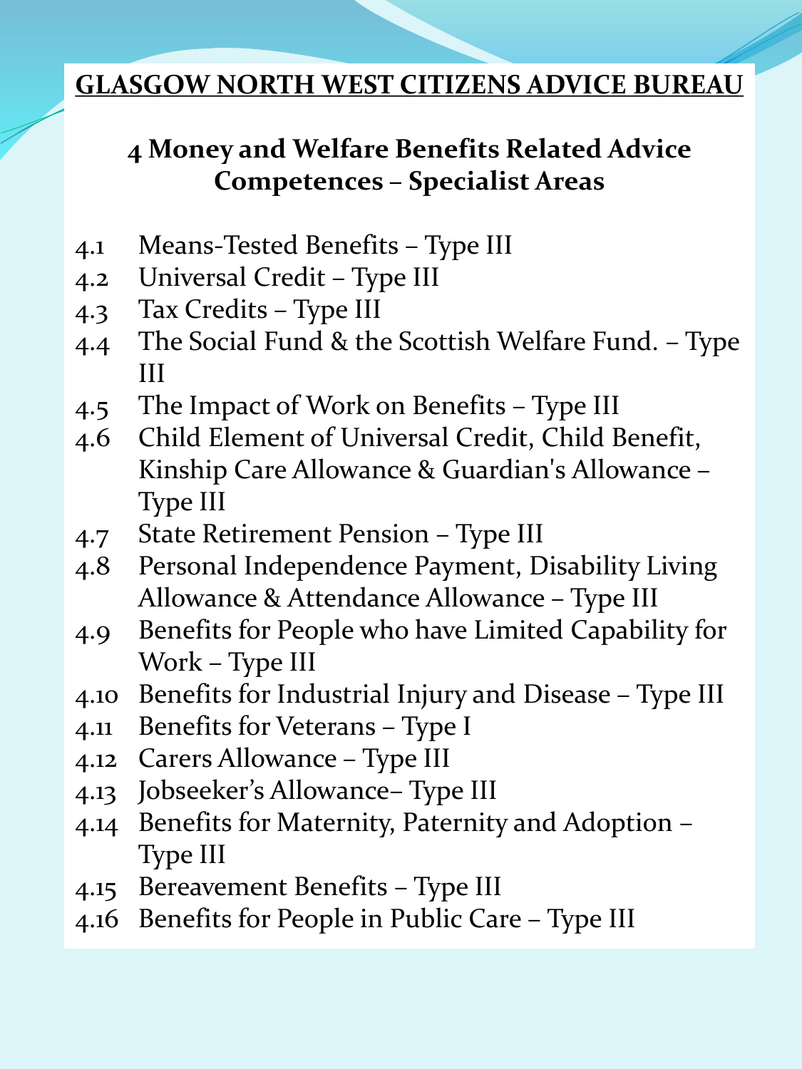# GLASGOW NORTH WEST CITIZENS ADVICE BUREAU

## 4 Money and Welfare Benefits Related Advice Competences – Specialist Areas

4.1 Means-Tested Benefits – Type III
4.2 Universal Credit – Type III
4.3 Tax Credits – Type III
4.4 The Social Fund & the Scottish Welfare Fund. – Type III
4.5 The Impact of Work on Benefits – Type III
4.6 Child Element of Universal Credit, Child Benefit, Kinship Care Allowance & Guardian's Allowance – Type III
4.7 State Retirement Pension – Type III
4.8 Personal Independence Payment, Disability Living Allowance & Attendance Allowance – Type III
4.9 Benefits for People who have Limited Capability for Work – Type III
4.10 Benefits for Industrial Injury and Disease – Type III
4.11 Benefits for Veterans – Type I
4.12 Carers Allowance – Type III
4.13 Jobseeker's Allowance– Type III
4.14 Benefits for Maternity, Paternity and Adoption – Type III
4.15 Bereavement Benefits – Type III
4.16 Benefits for People in Public Care – Type III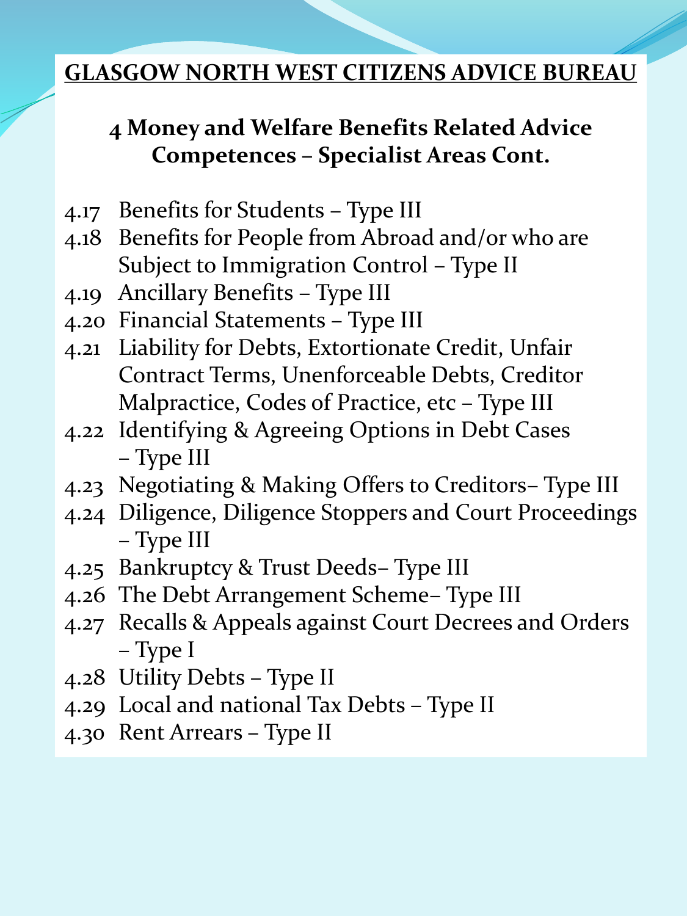## GLASGOW NORTH WEST CITIZENS ADVICE BUREAU

### 4 Money and Welfare Benefits Related Advice Competences – Specialist Areas Cont.

- 4.17 Benefits for Students – Type III
- 4.18 Benefits for People from Abroad and/or who are Subject to Immigration Control – Type II
- 4.19 Ancillary Benefits – Type III
- 4.20 Financial Statements – Type III
- 4.21 Liability for Debts, Extortionate Credit, Unfair Contract Terms, Unenforceable Debts, Creditor Malpractice, Codes of Practice, etc – Type III
- 4.22 Identifying & Agreeing Options in Debt Cases – Type III
- 4.23 Negotiating & Making Offers to Creditors– Type III
- 4.24 Diligence, Diligence Stoppers and Court Proceedings – Type III
- 4.25 Bankruptcy & Trust Deeds– Type III
- 4.26 The Debt Arrangement Scheme– Type III
- 4.27 Recalls & Appeals against Court Decrees and Orders – Type I
- 4.28 Utility Debts – Type II
- 4.29 Local and national Tax Debts – Type II
- 4.30 Rent Arrears – Type II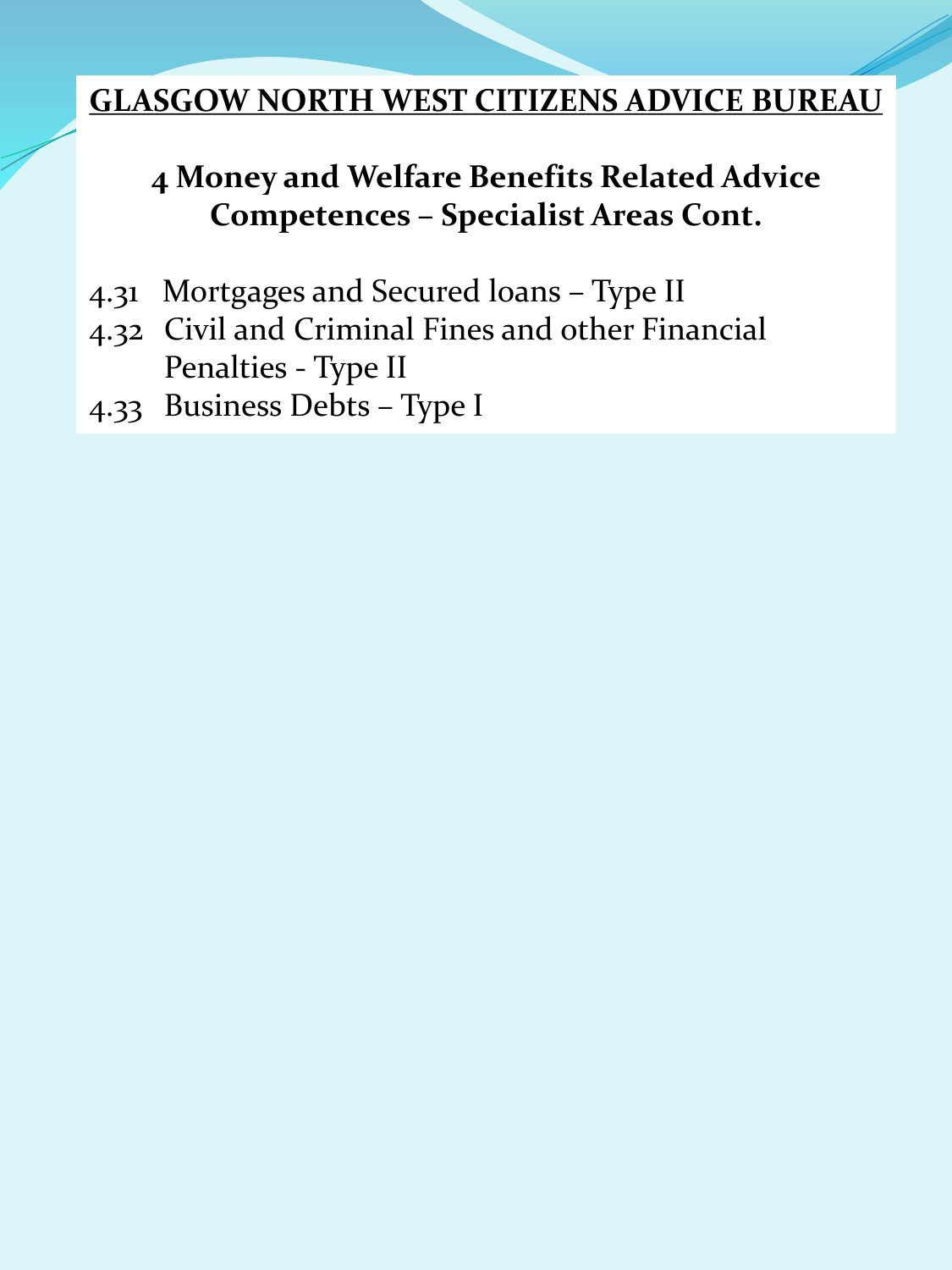**GLASGOW NORTH WEST CITIZENS ADVICE BUREAU**

## 4 Money and Welfare Benefits Related Advice Competences – Specialist Areas Cont.

4.31 Mortgages and Secured loans – Type II
4.32 Civil and Criminal Fines and other Financial Penalties - Type II
4.33 Business Debts – Type I